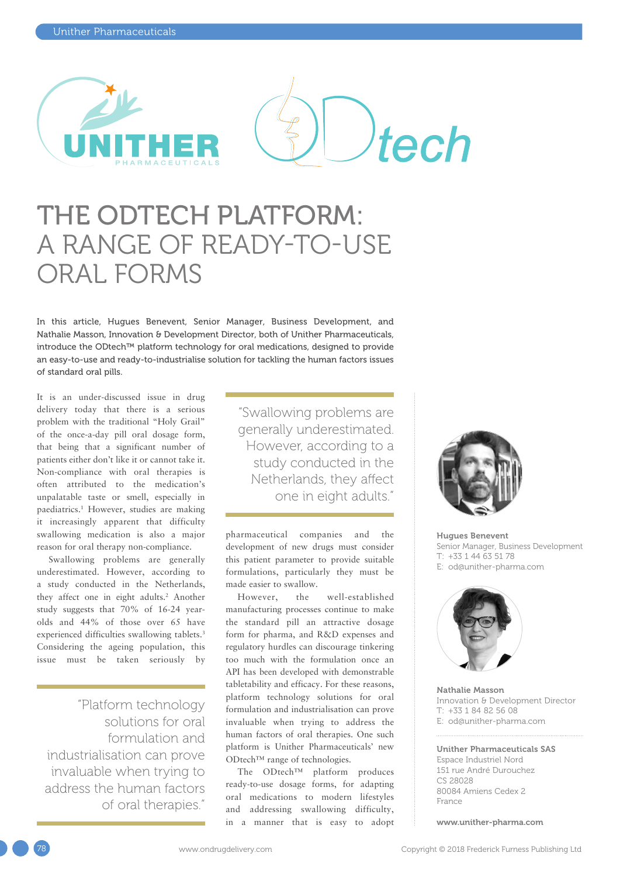# THE ODTECH PLATFORM: A RANGE OF READY-TO-USE ORAL FORMS

In this article, Hugues Benevent, Senior Manager, Business Development, and Nathalie Masson, Innovation & Development Director, both of Unither Pharmaceuticals, introduce the ODtech™ platform technology for oral medications, designed to provide an easy-to-use and ready-to-industrialise solution for tackling the human factors issues of standard oral pills.

It is an under-discussed issue in drug delivery today that there is a serious problem with the traditional "Holy Grail" of the once-a-day pill oral dosage form, that being that a significant number of patients either don't like it or cannot take it. Non-compliance with oral therapies is often attributed to the medication's unpalatable taste or smell, especially in paediatrics.[1] However, studies are making it increasingly apparent that difficulty swallowing medication is also a major reason for oral therapy non-compliance.

Swallowing problems are generally underestimated. However, according to a study conducted in the Netherlands, they affect one in eight adults.[2] Another study suggests that 70% of 16-24 year-olds and 44% of those over 65 have experienced difficulties swallowing tablets.[3] Considering the ageing population, this issue must be taken seriously by pharmaceutical companies and the development of new drugs must consider this patient parameter to provide suitable formulations, particularly they must be made easier to swallow.

> "Swallowing problems are generally underestimated. However, according to a study conducted in the Netherlands, they affect one in eight adults."

However, the well-established manufacturing processes continue to make the standard pill an attractive dosage form for pharma, and R&D expenses and regulatory hurdles can discourage tinkering too much with the formulation once an API has been developed with demonstrable tabletability and efficacy. For these reasons, platform technology solutions for oral formulation and industrialisation can prove invaluable when trying to address the human factors of oral therapies. One such platform is Unither Pharmaceuticals' new ODtech™ range of technologies.

> "Platform technology solutions for oral formulation and industrialisation can prove invaluable when trying to address the human factors of oral therapies."

The ODtech™ platform produces ready-to-use dosage forms, for adapting oral medications to modern lifestyles and addressing swallowing difficulty, in a manner that is easy to adopt

**Hugues Benevent**
Senior Manager, Business Development
T: +33 1 44 63 51 78
E: od@unither-pharma.com

**Nathalie Masson**
Innovation & Development Director
T: +33 1 84 82 56 08
E: od@unither-pharma.com

**Unither Pharmaceuticals SAS**
Espace Industriel Nord
151 rue André Durouchez
CS 28028
80084 Amiens Cedex 2
France

**www.unither-pharma.com**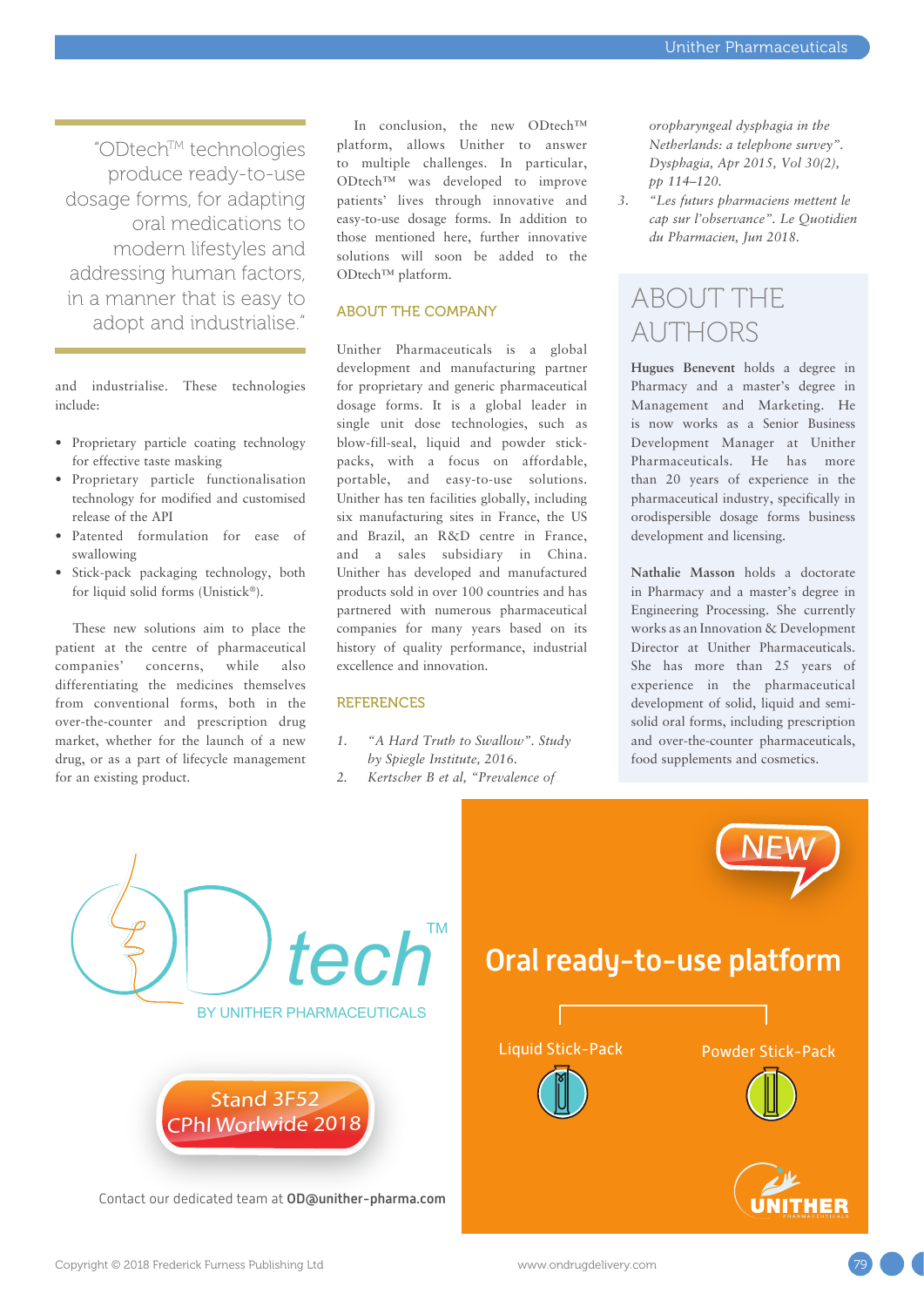> "ODtech™ technologies produce ready-to-use dosage forms, for adapting oral medications to modern lifestyles and addressing human factors, in a manner that is easy to adopt and industrialise."

and industrialise. These technologies include:

- Proprietary particle coating technology for effective taste masking
- Proprietary particle functionalisation technology for modified and customised release of the API
- Patented formulation for ease of swallowing
- Stick-pack packaging technology, both for liquid solid forms (Unistick®).

These new solutions aim to place the patient at the centre of pharmaceutical companies' concerns, while also differentiating the medicines themselves from conventional forms, both in the over-the-counter and prescription drug market, whether for the launch of a new drug, or as a part of lifecycle management for an existing product.

In conclusion, the new ODtech™ platform, allows Unither to answer to multiple challenges. In particular, ODtech™ was developed to improve patients' lives through innovative and easy-to-use dosage forms. In addition to those mentioned here, further innovative solutions will soon be added to the ODtech™ platform.

## ABOUT THE COMPANY

Unither Pharmaceuticals is a global development and manufacturing partner for proprietary and generic pharmaceutical dosage forms. It is a global leader in single unit dose technologies, such as blow-fill-seal, liquid and powder stick-packs, with a focus on affordable, portable, and easy-to-use solutions. Unither has ten facilities globally, including six manufacturing sites in France, the US and Brazil, an R&D centre in France, and a sales subsidiary in China. Unither has developed and manufactured products sold in over 100 countries and has partnered with numerous pharmaceutical companies for many years based on its history of quality performance, industrial excellence and innovation.

## REFERENCES

1. *"A Hard Truth to Swallow". Study by Spiegle Institute, 2016.*
2. *Kertscher B et al, "Prevalence of oropharyngeal dysphagia in the Netherlands: a telephone survey". Dysphagia, Apr 2015, Vol 30(2), pp 114–120.*
3. *"Les futurs pharmaciens mettent le cap sur l'observance". Le Quotidien du Pharmacien, Jun 2018.*

## ABOUT THE AUTHORS

**Hugues Benevent** holds a degree in Pharmacy and a master's degree in Management and Marketing. He is now works as a Senior Business Development Manager at Unither Pharmaceuticals. He has more than 20 years of experience in the pharmaceutical industry, specifically in orodispersible dosage forms business development and licensing.

**Nathalie Masson** holds a doctorate in Pharmacy and a master's degree in Engineering Processing. She currently works as an Innovation & Development Director at Unither Pharmaceuticals. She has more than 25 years of experience in the pharmaceutical development of solid, liquid and semi-solid oral forms, including prescription and over-the-counter pharmaceuticals, food supplements and cosmetics.

ODtech™
BY UNITHER PHARMACEUTICALS

Stand 3F52
CPhI Worlwide 2018

Contact our dedicated team at **OD@unither-pharma.com**

NEW

Oral ready-to-use platform

Liquid Stick-Pack

Powder Stick-Pack

UNITHER
PHARMACEUTICALS